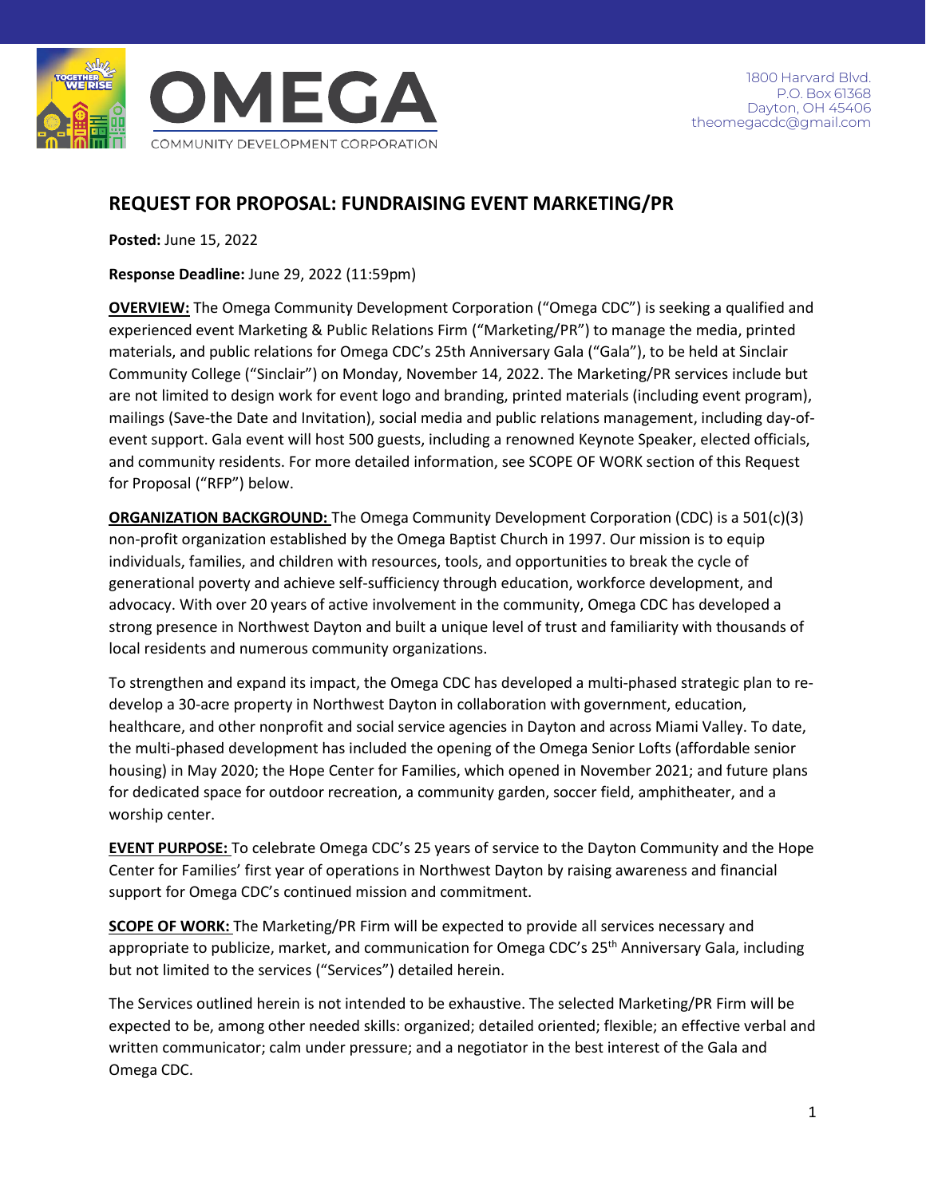OMEGA

COMMUNITY DEVELOPMENT CORPORATION

1800 Harvard Blvd.
P.O. Box 61368
Dayton, OH 45406
theomegacdc@gmail.com

## REQUEST FOR PROPOSAL: FUNDRAISING EVENT MARKETING/PR

**Posted:** June 15, 2022

**Response Deadline:** June 29, 2022 (11:59pm)

**OVERVIEW:** The Omega Community Development Corporation ("Omega CDC") is seeking a qualified and experienced event Marketing & Public Relations Firm ("Marketing/PR") to manage the media, printed materials, and public relations for Omega CDC's 25th Anniversary Gala ("Gala"), to be held at Sinclair Community College ("Sinclair") on Monday, November 14, 2022. The Marketing/PR services include but are not limited to design work for event logo and branding, printed materials (including event program), mailings (Save-the Date and Invitation), social media and public relations management, including day-of-event support. Gala event will host 500 guests, including a renowned Keynote Speaker, elected officials, and community residents. For more detailed information, see SCOPE OF WORK section of this Request for Proposal ("RFP") below.

**ORGANIZATION BACKGROUND:** The Omega Community Development Corporation (CDC) is a 501(c)(3) non-profit organization established by the Omega Baptist Church in 1997. Our mission is to equip individuals, families, and children with resources, tools, and opportunities to break the cycle of generational poverty and achieve self-sufficiency through education, workforce development, and advocacy. With over 20 years of active involvement in the community, Omega CDC has developed a strong presence in Northwest Dayton and built a unique level of trust and familiarity with thousands of local residents and numerous community organizations.

To strengthen and expand its impact, the Omega CDC has developed a multi-phased strategic plan to re-develop a 30-acre property in Northwest Dayton in collaboration with government, education, healthcare, and other nonprofit and social service agencies in Dayton and across Miami Valley. To date, the multi-phased development has included the opening of the Omega Senior Lofts (affordable senior housing) in May 2020; the Hope Center for Families, which opened in November 2021; and future plans for dedicated space for outdoor recreation, a community garden, soccer field, amphitheater, and a worship center.

**EVENT PURPOSE:** To celebrate Omega CDC's 25 years of service to the Dayton Community and the Hope Center for Families' first year of operations in Northwest Dayton by raising awareness and financial support for Omega CDC's continued mission and commitment.

**SCOPE OF WORK:** The Marketing/PR Firm will be expected to provide all services necessary and appropriate to publicize, market, and communication for Omega CDC's 25th Anniversary Gala, including but not limited to the services ("Services") detailed herein.

The Services outlined herein is not intended to be exhaustive. The selected Marketing/PR Firm will be expected to be, among other needed skills: organized; detailed oriented; flexible; an effective verbal and written communicator; calm under pressure; and a negotiator in the best interest of the Gala and Omega CDC.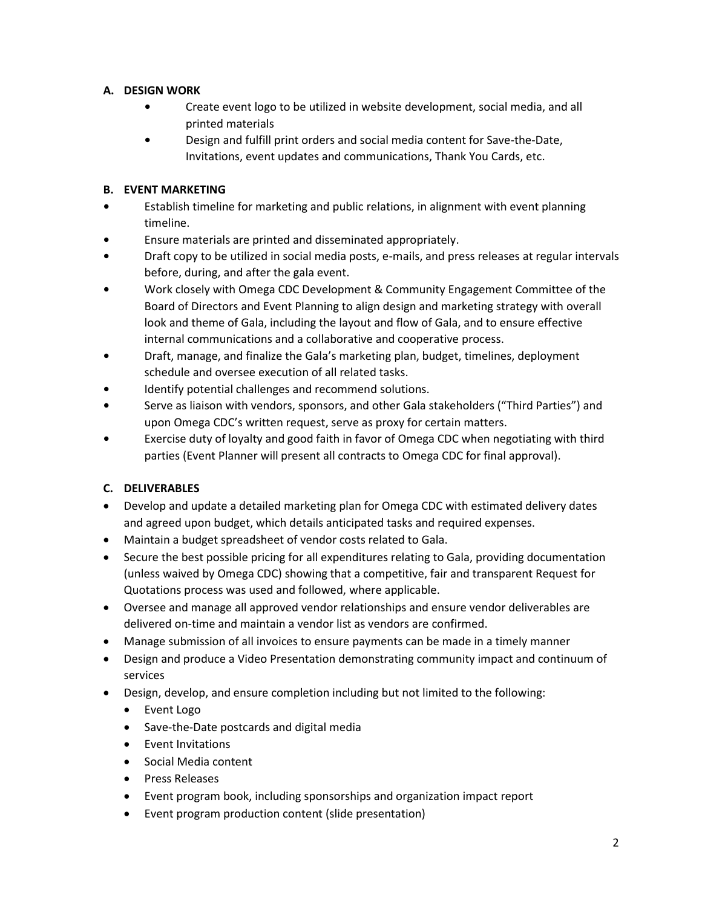### A. DESIGN WORK

- Create event logo to be utilized in website development, social media, and all printed materials
- Design and fulfill print orders and social media content for Save-the-Date, Invitations, event updates and communications, Thank You Cards, etc.

### B. EVENT MARKETING

- Establish timeline for marketing and public relations, in alignment with event planning timeline.
- Ensure materials are printed and disseminated appropriately.
- Draft copy to be utilized in social media posts, e-mails, and press releases at regular intervals before, during, and after the gala event.
- Work closely with Omega CDC Development & Community Engagement Committee of the Board of Directors and Event Planning to align design and marketing strategy with overall look and theme of Gala, including the layout and flow of Gala, and to ensure effective internal communications and a collaborative and cooperative process.
- Draft, manage, and finalize the Gala's marketing plan, budget, timelines, deployment schedule and oversee execution of all related tasks.
- Identify potential challenges and recommend solutions.
- Serve as liaison with vendors, sponsors, and other Gala stakeholders ("Third Parties") and upon Omega CDC's written request, serve as proxy for certain matters.
- Exercise duty of loyalty and good faith in favor of Omega CDC when negotiating with third parties (Event Planner will present all contracts to Omega CDC for final approval).

### C. DELIVERABLES

- Develop and update a detailed marketing plan for Omega CDC with estimated delivery dates and agreed upon budget, which details anticipated tasks and required expenses.
- Maintain a budget spreadsheet of vendor costs related to Gala.
- Secure the best possible pricing for all expenditures relating to Gala, providing documentation (unless waived by Omega CDC) showing that a competitive, fair and transparent Request for Quotations process was used and followed, where applicable.
- Oversee and manage all approved vendor relationships and ensure vendor deliverables are delivered on-time and maintain a vendor list as vendors are confirmed.
- Manage submission of all invoices to ensure payments can be made in a timely manner
- Design and produce a Video Presentation demonstrating community impact and continuum of services
- Design, develop, and ensure completion including but not limited to the following:
  - Event Logo
  - Save-the-Date postcards and digital media
  - Event Invitations
  - Social Media content
  - Press Releases
  - Event program book, including sponsorships and organization impact report
  - Event program production content (slide presentation)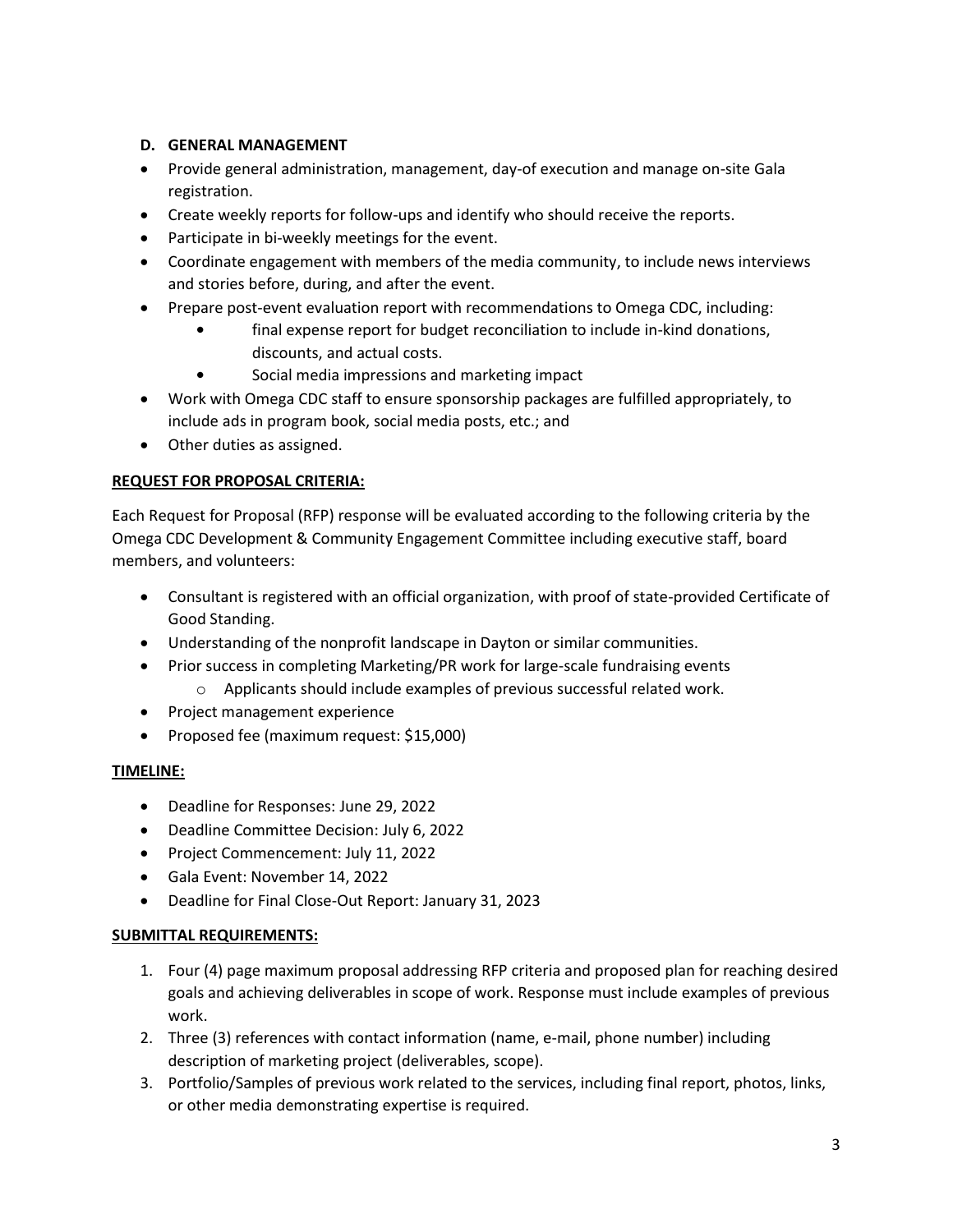### D. GENERAL MANAGEMENT

- Provide general administration, management, day-of execution and manage on-site Gala registration.
- Create weekly reports for follow-ups and identify who should receive the reports.
- Participate in bi-weekly meetings for the event.
- Coordinate engagement with members of the media community, to include news interviews and stories before, during, and after the event.
- Prepare post-event evaluation report with recommendations to Omega CDC, including:
    - final expense report for budget reconciliation to include in-kind donations, discounts, and actual costs.
    - Social media impressions and marketing impact
- Work with Omega CDC staff to ensure sponsorship packages are fulfilled appropriately, to include ads in program book, social media posts, etc.; and
- Other duties as assigned.

**<u>REQUEST FOR PROPOSAL CRITERIA:</u>**

Each Request for Proposal (RFP) response will be evaluated according to the following criteria by the Omega CDC Development & Community Engagement Committee including executive staff, board members, and volunteers:

- Consultant is registered with an official organization, with proof of state-provided Certificate of Good Standing.
- Understanding of the nonprofit landscape in Dayton or similar communities.
- Prior success in completing Marketing/PR work for large-scale fundraising events
    - Applicants should include examples of previous successful related work.
- Project management experience
- Proposed fee (maximum request: $15,000)

**<u>TIMELINE:</u>**

- Deadline for Responses: June 29, 2022
- Deadline Committee Decision: July 6, 2022
- Project Commencement: July 11, 2022
- Gala Event: November 14, 2022
- Deadline for Final Close-Out Report: January 31, 2023

**<u>SUBMITTAL REQUIREMENTS:</u>**

1. Four (4) page maximum proposal addressing RFP criteria and proposed plan for reaching desired goals and achieving deliverables in scope of work. Response must include examples of previous work.
2. Three (3) references with contact information (name, e-mail, phone number) including description of marketing project (deliverables, scope).
3. Portfolio/Samples of previous work related to the services, including final report, photos, links, or other media demonstrating expertise is required.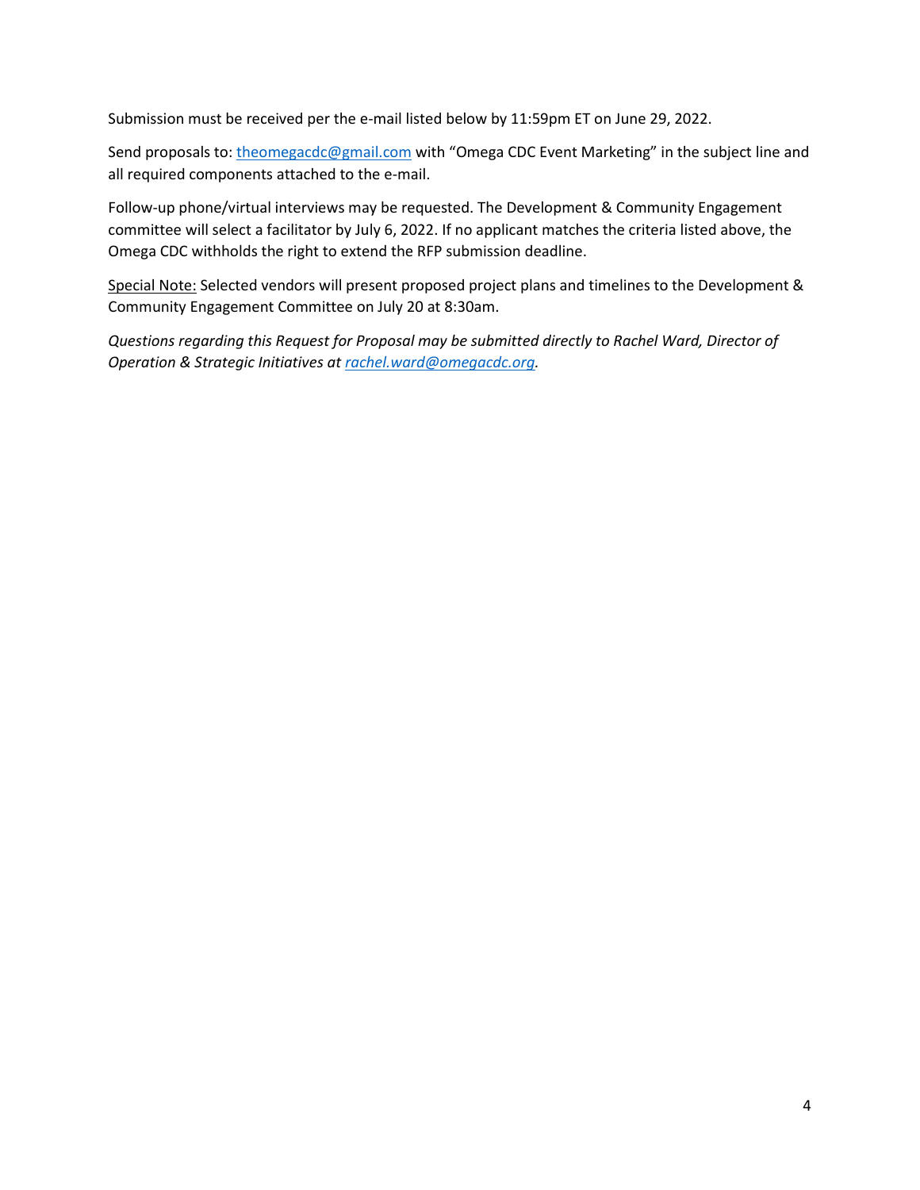Submission must be received per the e-mail listed below by 11:59pm ET on June 29, 2022.

Send proposals to: theomegacdc@gmail.com with "Omega CDC Event Marketing" in the subject line and all required components attached to the e-mail.

Follow-up phone/virtual interviews may be requested. The Development & Community Engagement committee will select a facilitator by July 6, 2022. If no applicant matches the criteria listed above, the Omega CDC withholds the right to extend the RFP submission deadline.

<u>Special Note:</u> Selected vendors will present proposed project plans and timelines to the Development & Community Engagement Committee on July 20 at 8:30am.

*Questions regarding this Request for Proposal may be submitted directly to Rachel Ward, Director of Operation & Strategic Initiatives at rachel.ward@omegacdc.org.*